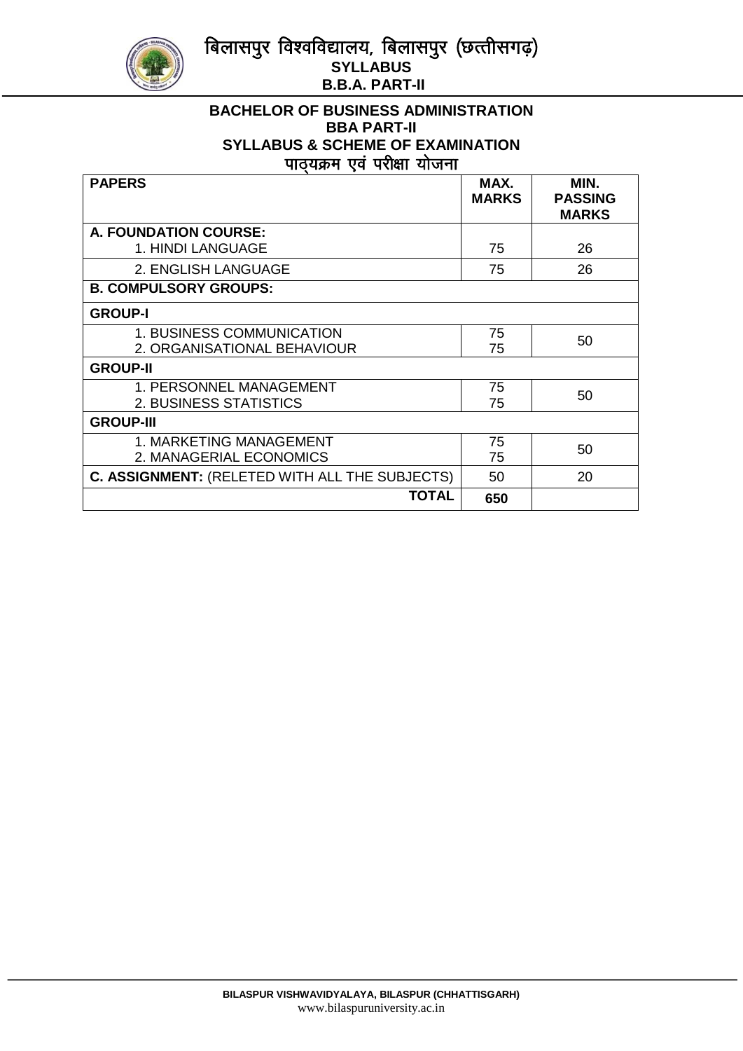# BACHELOR OF BUSINESS ADMINISTRATION

## BBA PART-II

## SYLLABUS & SCHEME OF EXAMINATION

## पाठ्यक्रम एवं परीक्षा योजना

| PAPERS | MAX. MARKS | MIN. PASSING MARKS |
|---|---|---|
| **A. FOUNDATION COURSE:** 1. HINDI LANGUAGE | 75 | 26 |
| 2. ENGLISH LANGUAGE | 75 | 26 |
| **B. COMPULSORY GROUPS:** | | |
| **GROUP-I** | | |
| 1. BUSINESS COMMUNICATION<br>2. ORGANISATIONAL BEHAVIOUR | 75<br>75 | 50 |
| **GROUP-II** | | |
| 1. PERSONNEL MANAGEMENT<br>2. BUSINESS STATISTICS | 75<br>75 | 50 |
| **GROUP-III** | | |
| 1. MARKETING MANAGEMENT<br>2. MANAGERIAL ECONOMICS | 75<br>75 | 50 |
| **C. ASSIGNMENT:** (RELETED WITH ALL THE SUBJECTS) | 50 | 20 |
| **TOTAL** | **650** | |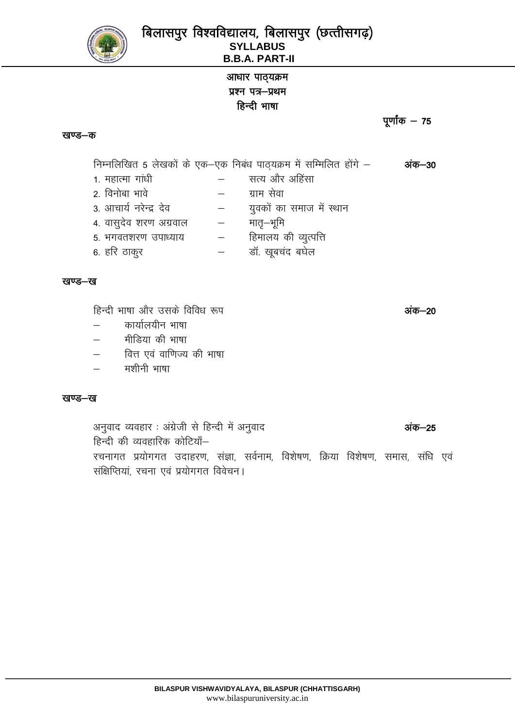# बिलासपुर विश्वविद्यालय, बिलासपुर (छत्तीसगढ़)

**SYLLABUS**

**B.B.A. PART-II**

## आधार पाठ्यक्रम

## प्रश्न पत्र–प्रथम

## हिन्दी भाषा

**पूर्णांक – 75**

### खण्ड–क

निम्नलिखित 5 लेखकों के एक–एक निबंध पाठ्यक्रम में सम्मिलित होंगे – **अंक–30**

1. महात्मा गांधी – सत्य और अहिंसा
2. विनोबा भावे – ग्राम सेवा
3. आचार्य नरेन्द्र देव – युवकों का समाज में स्थान
4. वासुदेव शरण अग्रवाल – मातृ–भूमि
5. भगवतशरण उपाध्याय – हिमालय की व्युत्पत्ति
6. हरि ठाकुर – डॉ. खूबचंद बघेल

### खण्ड–ख

हिन्दी भाषा और उसके विविध रूप **अंक–20**

- कार्यालयीन भाषा
- मीडिया की भाषा
- वित्त एवं वाणिज्य की भाषा
- मशीनी भाषा

### खण्ड–ख

अनुवाद व्यवहार : अंग्रेजी से हिन्दी में अनुवाद **अंक–25**

हिन्दी की व्यवहारिक कोटियाँ–

रचनागत प्रयोगगत उदाहरण, संज्ञा, सर्वनाम, विशेषण, क्रिया विशेषण, समास, संधि एवं संक्षिप्तियां, रचना एवं प्रयोगगत विवेचन।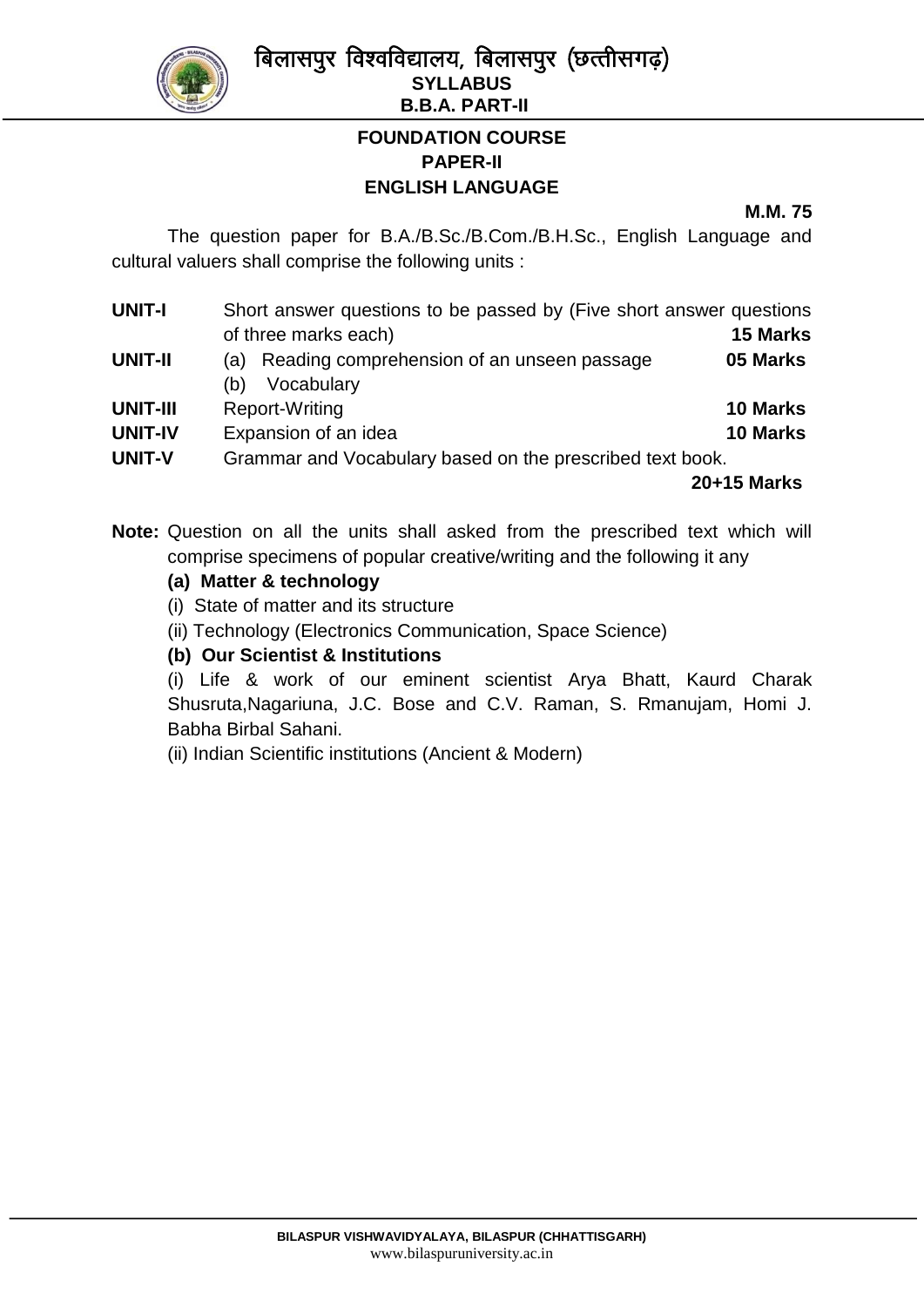## FOUNDATION COURSE
## PAPER-II
## ENGLISH LANGUAGE

**M.M. 75**

The question paper for B.A./B.Sc./B.Com./B.H.Sc., English Language and cultural valuers shall comprise the following units :

| | | |
|---|---|---|
| **UNIT-I** | Short answer questions to be passed by (Five short answer questions of three marks each) | **15 Marks** |
| **UNIT-II** | (a) Reading comprehension of an unseen passage<br>(b) Vocabulary | **05 Marks** |
| **UNIT-III** | Report-Writing | **10 Marks** |
| **UNIT-IV** | Expansion of an idea | **10 Marks** |
| **UNIT-V** | Grammar and Vocabulary based on the prescribed text book. | **20+15 Marks** |

**Note:** Question on all the units shall asked from the prescribed text which will comprise specimens of popular creative/writing and the following it any

**(a) Matter & technology**

(i) State of matter and its structure

(ii) Technology (Electronics Communication, Space Science)

**(b) Our Scientist & Institutions**

(i) Life & work of our eminent scientist Arya Bhatt, Kaurd Charak Shusruta,Nagariuna, J.C. Bose and C.V. Raman, S. Rmanujam, Homi J. Babha Birbal Sahani.

(ii) Indian Scientific institutions (Ancient & Modern)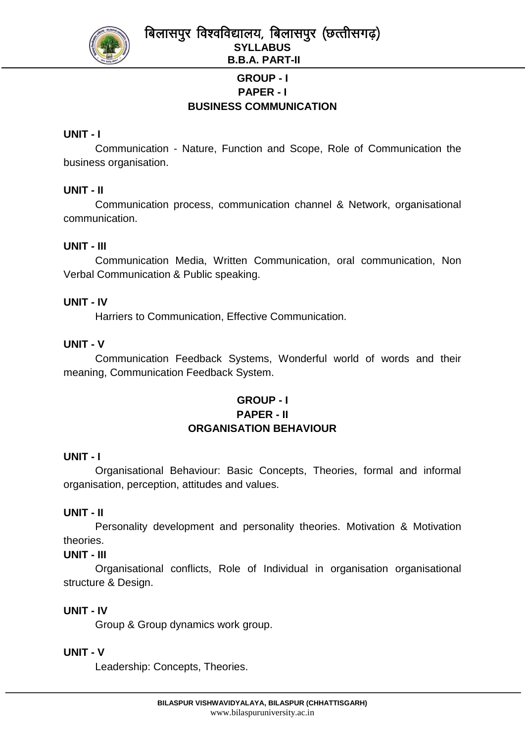### GROUP - I
### PAPER - I
## BUSINESS COMMUNICATION

**UNIT - I**

Communication - Nature, Function and Scope, Role of Communication the business organisation.

**UNIT - II**

Communication process, communication channel & Network, organisational communication.

**UNIT - III**

Communication Media, Written Communication, oral communication, Non Verbal Communication & Public speaking.

**UNIT - IV**

Harriers to Communication, Effective Communication.

**UNIT - V**

Communication Feedback Systems, Wonderful world of words and their meaning, Communication Feedback System.

### GROUP - I
### PAPER - II
## ORGANISATION BEHAVIOUR

**UNIT - I**

Organisational Behaviour: Basic Concepts, Theories, formal and informal organisation, perception, attitudes and values.

**UNIT - II**

Personality development and personality theories. Motivation & Motivation theories.

**UNIT - III**

Organisational conflicts, Role of Individual in organisation organisational structure & Design.

**UNIT - IV**

Group & Group dynamics work group.

**UNIT - V**

Leadership: Concepts, Theories.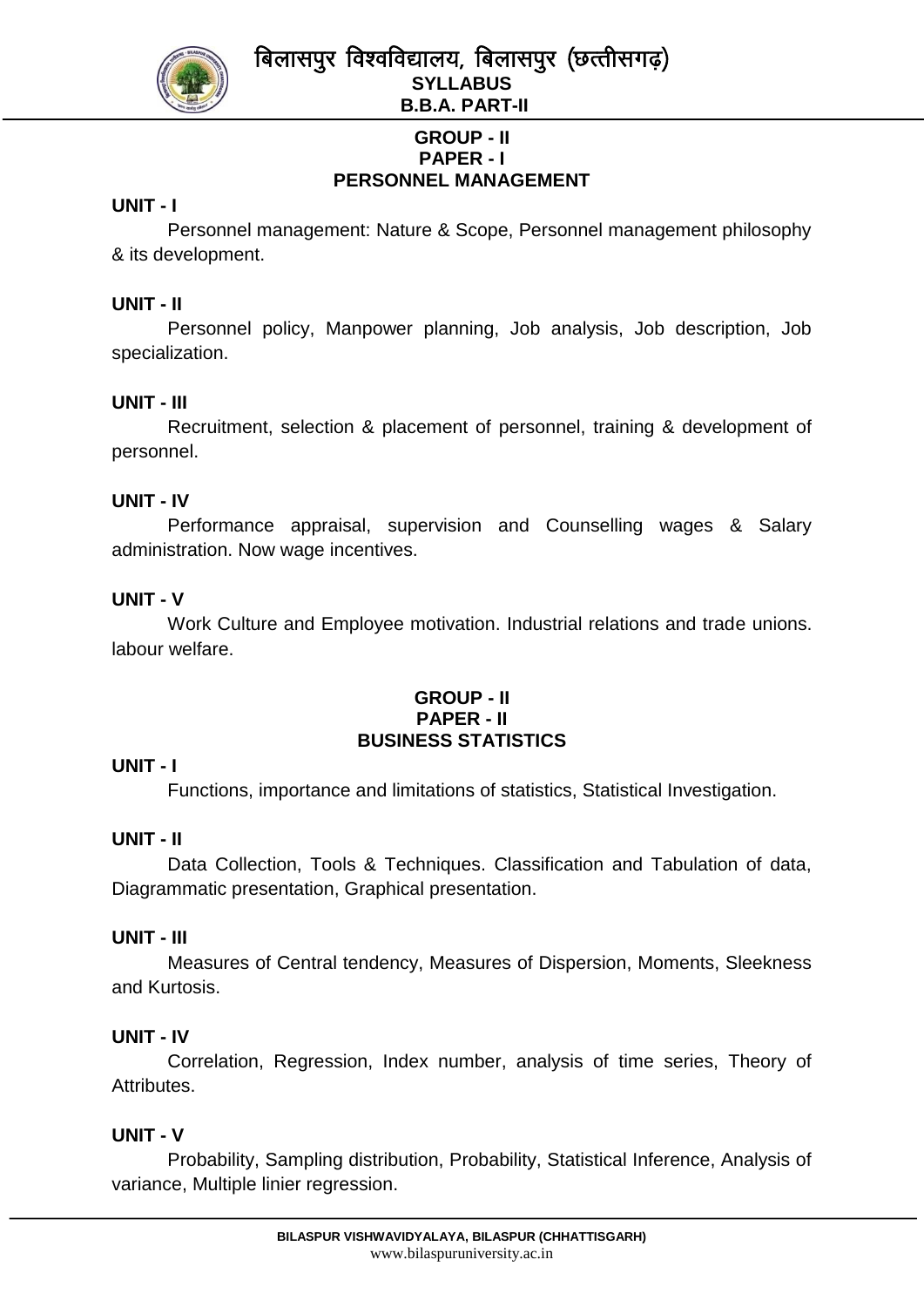## GROUP - II
## PAPER - I
## PERSONNEL MANAGEMENT

**UNIT - I**

Personnel management: Nature & Scope, Personnel management philosophy & its development.

**UNIT - II**

Personnel policy, Manpower planning, Job analysis, Job description, Job specialization.

**UNIT - III**

Recruitment, selection & placement of personnel, training & development of personnel.

**UNIT - IV**

Performance appraisal, supervision and Counselling wages & Salary administration. Now wage incentives.

**UNIT - V**

Work Culture and Employee motivation. Industrial relations and trade unions. labour welfare.

## GROUP - II
## PAPER - II
## BUSINESS STATISTICS

**UNIT - I**

Functions, importance and limitations of statistics, Statistical Investigation.

**UNIT - II**

Data Collection, Tools & Techniques. Classification and Tabulation of data, Diagrammatic presentation, Graphical presentation.

**UNIT - III**

Measures of Central tendency, Measures of Dispersion, Moments, Sleekness and Kurtosis.

**UNIT - IV**

Correlation, Regression, Index number, analysis of time series, Theory of Attributes.

**UNIT - V**

Probability, Sampling distribution, Probability, Statistical Inference, Analysis of variance, Multiple linier regression.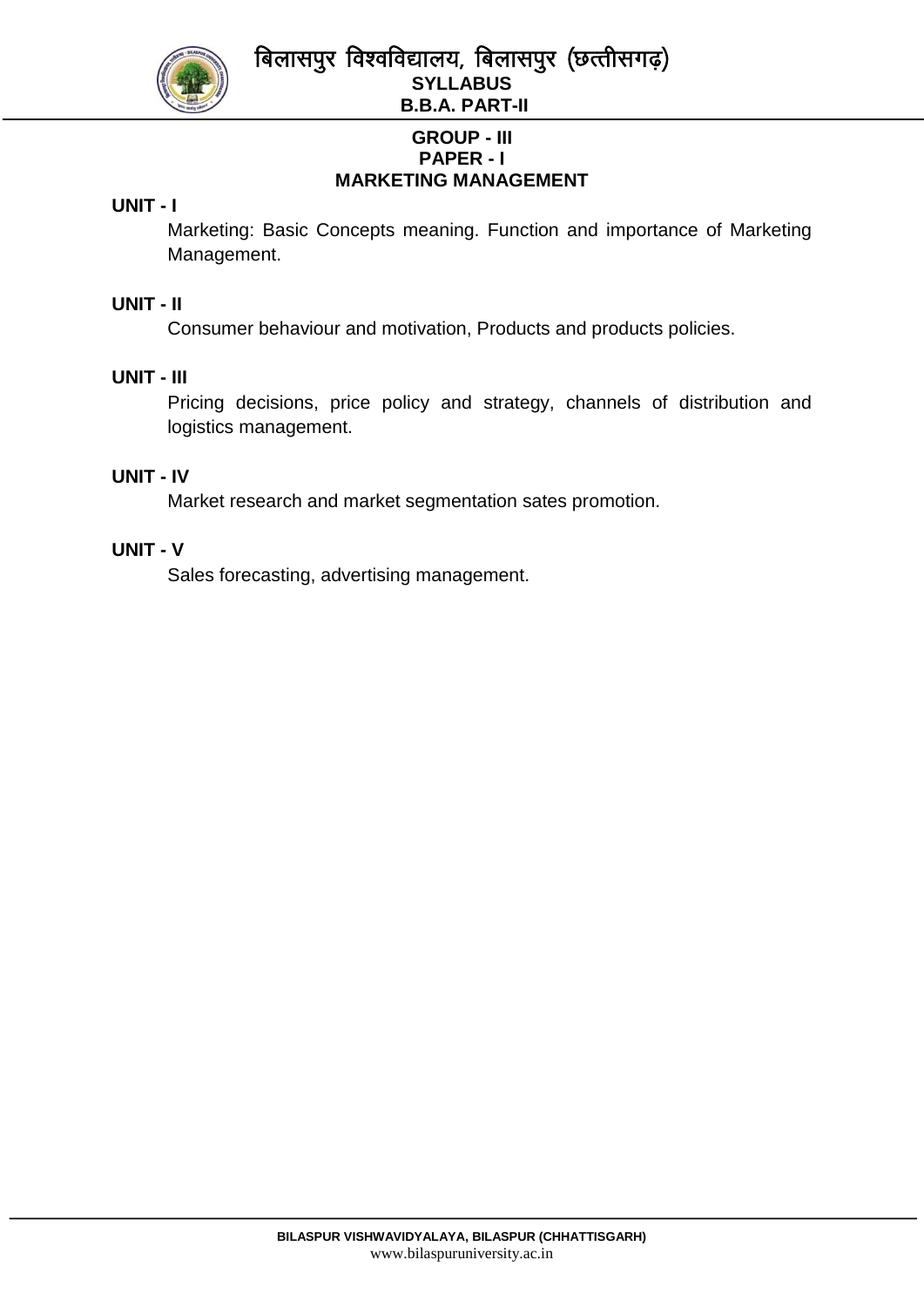## GROUP - III
## PAPER - I
## MARKETING MANAGEMENT

**UNIT - I**

Marketing: Basic Concepts meaning. Function and importance of Marketing Management.

**UNIT - II**

Consumer behaviour and motivation, Products and products policies.

**UNIT - III**

Pricing decisions, price policy and strategy, channels of distribution and logistics management.

**UNIT - IV**

Market research and market segmentation sates promotion.

**UNIT - V**

Sales forecasting, advertising management.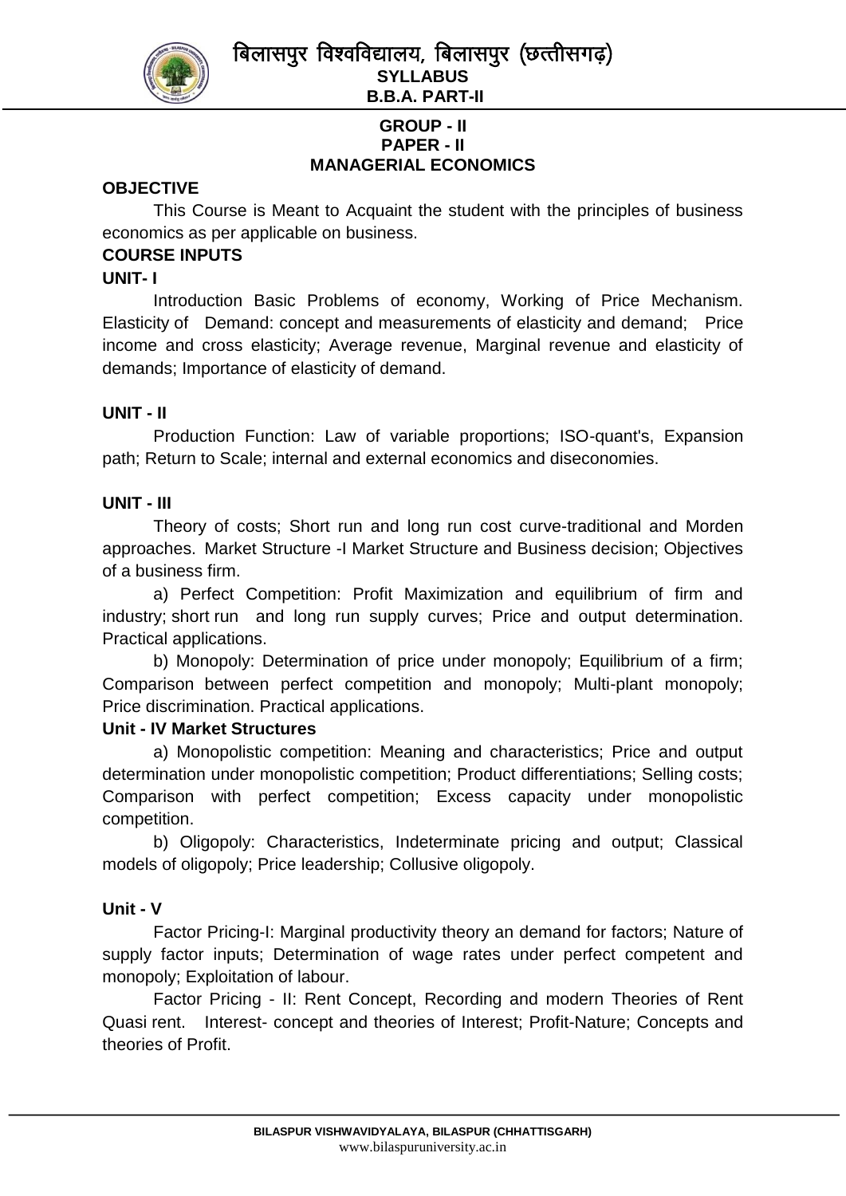# बिलासपुर विश्वविद्यालय, बिलासपुर (छत्तीसगढ़)

**SYLLABUS**

**B.B.A. PART-II**

## GROUP - II
## PAPER - II
## MANAGERIAL ECONOMICS

**OBJECTIVE**

This Course is Meant to Acquaint the student with the principles of business economics as per applicable on business.

**COURSE INPUTS**

**UNIT- I**

Introduction Basic Problems of economy, Working of Price Mechanism. Elasticity of Demand: concept and measurements of elasticity and demand; Price income and cross elasticity; Average revenue, Marginal revenue and elasticity of demands; Importance of elasticity of demand.

**UNIT - II**

Production Function: Law of variable proportions; ISO-quant's, Expansion path; Return to Scale; internal and external economics and diseconomies.

**UNIT - III**

Theory of costs; Short run and long run cost curve-traditional and Morden approaches. Market Structure -I Market Structure and Business decision; Objectives of a business firm.

a) Perfect Competition: Profit Maximization and equilibrium of firm and industry; short run and long run supply curves; Price and output determination. Practical applications.

b) Monopoly: Determination of price under monopoly; Equilibrium of a firm; Comparison between perfect competition and monopoly; Multi-plant monopoly; Price discrimination. Practical applications.

**Unit - IV Market Structures**

a) Monopolistic competition: Meaning and characteristics; Price and output determination under monopolistic competition; Product differentiations; Selling costs; Comparison with perfect competition; Excess capacity under monopolistic competition.

b) Oligopoly: Characteristics, Indeterminate pricing and output; Classical models of oligopoly; Price leadership; Collusive oligopoly.

**Unit - V**

Factor Pricing-I: Marginal productivity theory an demand for factors; Nature of supply factor inputs; Determination of wage rates under perfect competent and monopoly; Exploitation of labour.

Factor Pricing - II: Rent Concept, Recording and modern Theories of Rent Quasi rent. Interest- concept and theories of Interest; Profit-Nature; Concepts and theories of Profit.